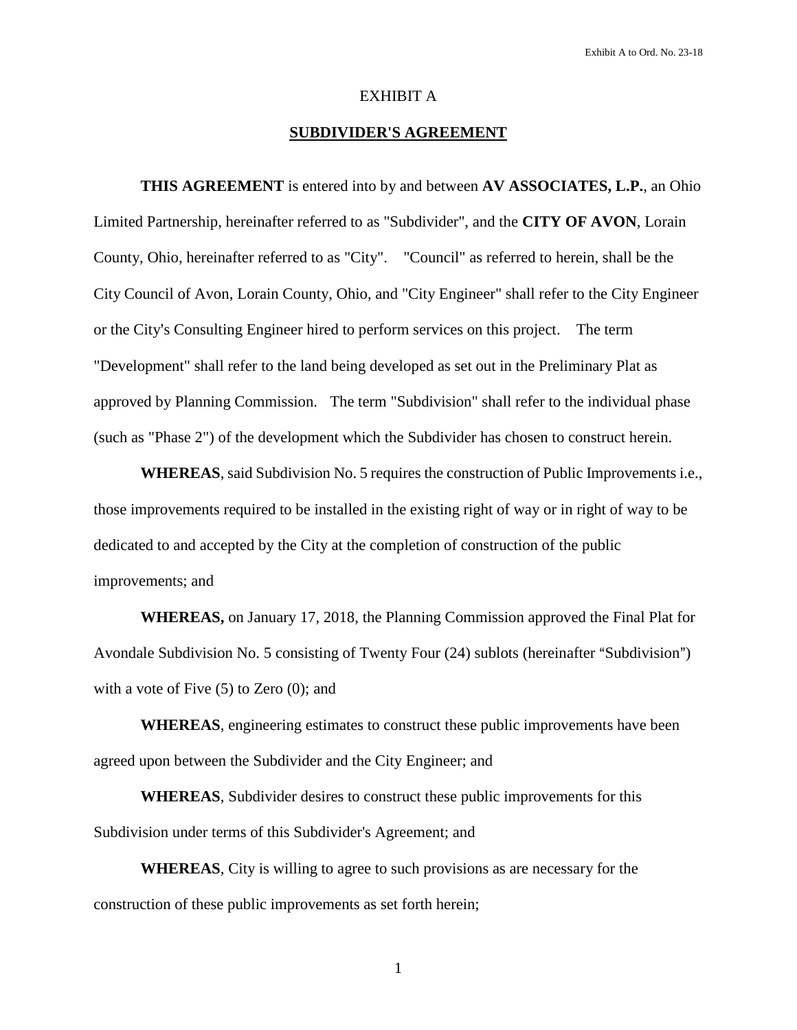EXHIBIT A

**SUBDIVIDER'S AGREEMENT**

**THIS AGREEMENT** is entered into by and between **AV ASSOCIATES, L.P.**, an Ohio Limited Partnership, hereinafter referred to as "Subdivider", and the **CITY OF AVON**, Lorain County, Ohio, hereinafter referred to as "City". "Council" as referred to herein, shall be the City Council of Avon, Lorain County, Ohio, and "City Engineer" shall refer to the City Engineer or the City's Consulting Engineer hired to perform services on this project. The term "Development" shall refer to the land being developed as set out in the Preliminary Plat as approved by Planning Commission. The term "Subdivision" shall refer to the individual phase (such as "Phase 2") of the development which the Subdivider has chosen to construct herein.

**WHEREAS**, said Subdivision No. 5 requires the construction of Public Improvements i.e., those improvements required to be installed in the existing right of way or in right of way to be dedicated to and accepted by the City at the completion of construction of the public improvements; and

**WHEREAS,** on January 17, 2018, the Planning Commission approved the Final Plat for Avondale Subdivision No. 5 consisting of Twenty Four (24) sublots (hereinafter "Subdivision") with a vote of Five (5) to Zero (0); and

**WHEREAS**, engineering estimates to construct these public improvements have been agreed upon between the Subdivider and the City Engineer; and

**WHEREAS**, Subdivider desires to construct these public improvements for this Subdivision under terms of this Subdivider's Agreement; and

**WHEREAS**, City is willing to agree to such provisions as are necessary for the construction of these public improvements as set forth herein;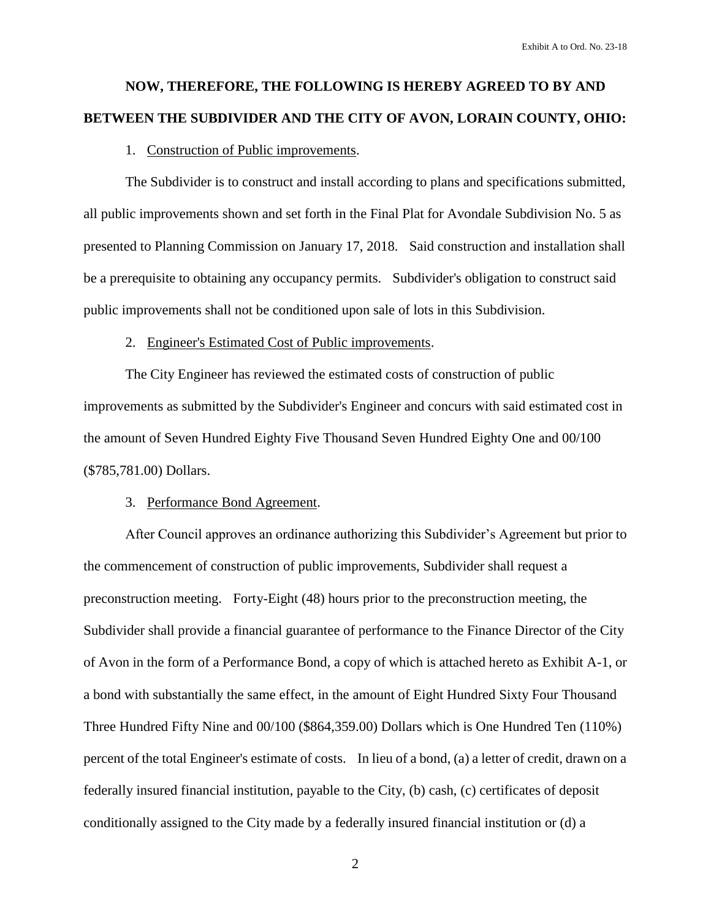**NOW, THEREFORE, THE FOLLOWING IS HEREBY AGREED TO BY AND BETWEEN THE SUBDIVIDER AND THE CITY OF AVON, LORAIN COUNTY, OHIO:**

1. Construction of Public improvements.

The Subdivider is to construct and install according to plans and specifications submitted, all public improvements shown and set forth in the Final Plat for Avondale Subdivision No. 5 as presented to Planning Commission on January 17, 2018. Said construction and installation shall be a prerequisite to obtaining any occupancy permits. Subdivider's obligation to construct said public improvements shall not be conditioned upon sale of lots in this Subdivision.

2. Engineer's Estimated Cost of Public improvements.

The City Engineer has reviewed the estimated costs of construction of public improvements as submitted by the Subdivider's Engineer and concurs with said estimated cost in the amount of Seven Hundred Eighty Five Thousand Seven Hundred Eighty One and 00/100 ($785,781.00) Dollars.

3. Performance Bond Agreement.

After Council approves an ordinance authorizing this Subdivider's Agreement but prior to the commencement of construction of public improvements, Subdivider shall request a preconstruction meeting. Forty-Eight (48) hours prior to the preconstruction meeting, the Subdivider shall provide a financial guarantee of performance to the Finance Director of the City of Avon in the form of a Performance Bond, a copy of which is attached hereto as Exhibit A-1, or a bond with substantially the same effect, in the amount of Eight Hundred Sixty Four Thousand Three Hundred Fifty Nine and 00/100 ($864,359.00) Dollars which is One Hundred Ten (110%) percent of the total Engineer's estimate of costs. In lieu of a bond, (a) a letter of credit, drawn on a federally insured financial institution, payable to the City, (b) cash, (c) certificates of deposit conditionally assigned to the City made by a federally insured financial institution or (d) a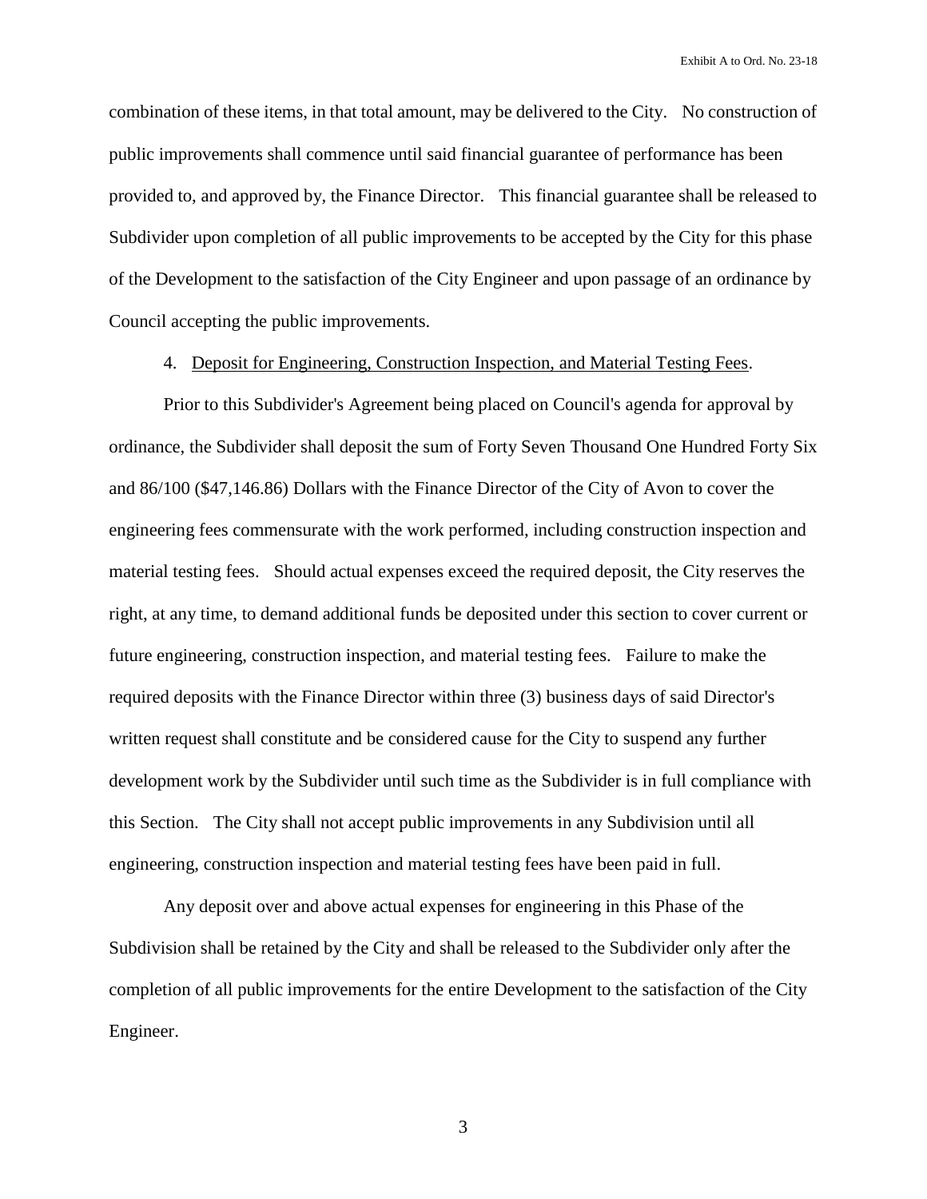combination of these items, in that total amount, may be delivered to the City. No construction of public improvements shall commence until said financial guarantee of performance has been provided to, and approved by, the Finance Director. This financial guarantee shall be released to Subdivider upon completion of all public improvements to be accepted by the City for this phase of the Development to the satisfaction of the City Engineer and upon passage of an ordinance by Council accepting the public improvements.

4. <u>Deposit for Engineering, Construction Inspection, and Material Testing Fees</u>.

Prior to this Subdivider's Agreement being placed on Council's agenda for approval by ordinance, the Subdivider shall deposit the sum of Forty Seven Thousand One Hundred Forty Six and 86/100 ($47,146.86) Dollars with the Finance Director of the City of Avon to cover the engineering fees commensurate with the work performed, including construction inspection and material testing fees. Should actual expenses exceed the required deposit, the City reserves the right, at any time, to demand additional funds be deposited under this section to cover current or future engineering, construction inspection, and material testing fees. Failure to make the required deposits with the Finance Director within three (3) business days of said Director's written request shall constitute and be considered cause for the City to suspend any further development work by the Subdivider until such time as the Subdivider is in full compliance with this Section. The City shall not accept public improvements in any Subdivision until all engineering, construction inspection and material testing fees have been paid in full.

Any deposit over and above actual expenses for engineering in this Phase of the Subdivision shall be retained by the City and shall be released to the Subdivider only after the completion of all public improvements for the entire Development to the satisfaction of the City Engineer.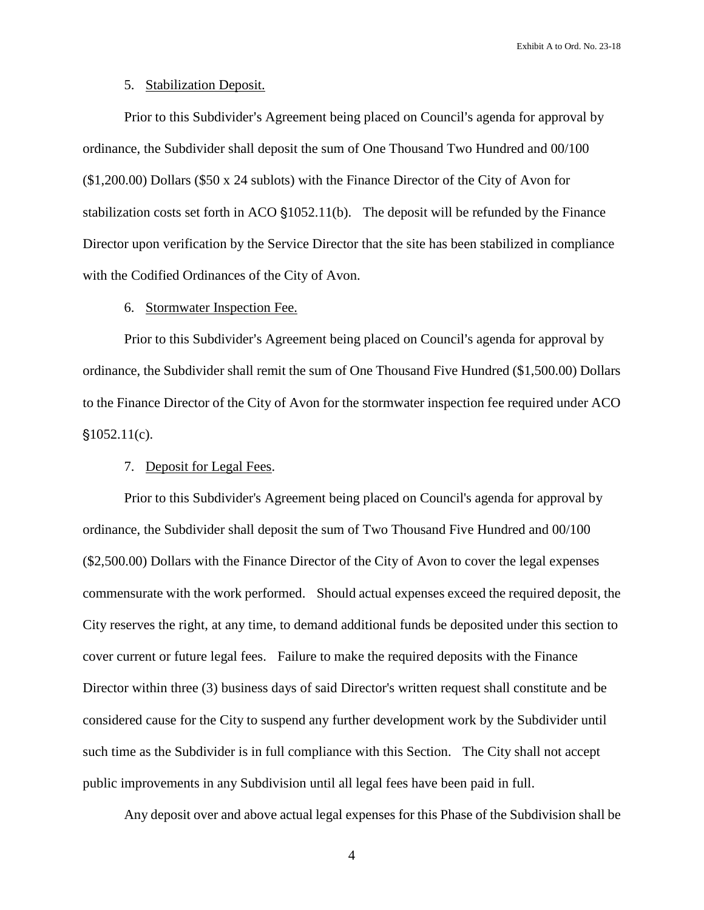5. Stabilization Deposit.

Prior to this Subdivider's Agreement being placed on Council's agenda for approval by ordinance, the Subdivider shall deposit the sum of One Thousand Two Hundred and 00/100 ($1,200.00) Dollars ($50 x 24 sublots) with the Finance Director of the City of Avon for stabilization costs set forth in ACO §1052.11(b). The deposit will be refunded by the Finance Director upon verification by the Service Director that the site has been stabilized in compliance with the Codified Ordinances of the City of Avon.

6. Stormwater Inspection Fee.

Prior to this Subdivider's Agreement being placed on Council's agenda for approval by ordinance, the Subdivider shall remit the sum of One Thousand Five Hundred ($1,500.00) Dollars to the Finance Director of the City of Avon for the stormwater inspection fee required under ACO §1052.11(c).

7. Deposit for Legal Fees.

Prior to this Subdivider's Agreement being placed on Council's agenda for approval by ordinance, the Subdivider shall deposit the sum of Two Thousand Five Hundred and 00/100 ($2,500.00) Dollars with the Finance Director of the City of Avon to cover the legal expenses commensurate with the work performed. Should actual expenses exceed the required deposit, the City reserves the right, at any time, to demand additional funds be deposited under this section to cover current or future legal fees. Failure to make the required deposits with the Finance Director within three (3) business days of said Director's written request shall constitute and be considered cause for the City to suspend any further development work by the Subdivider until such time as the Subdivider is in full compliance with this Section. The City shall not accept public improvements in any Subdivision until all legal fees have been paid in full.

Any deposit over and above actual legal expenses for this Phase of the Subdivision shall be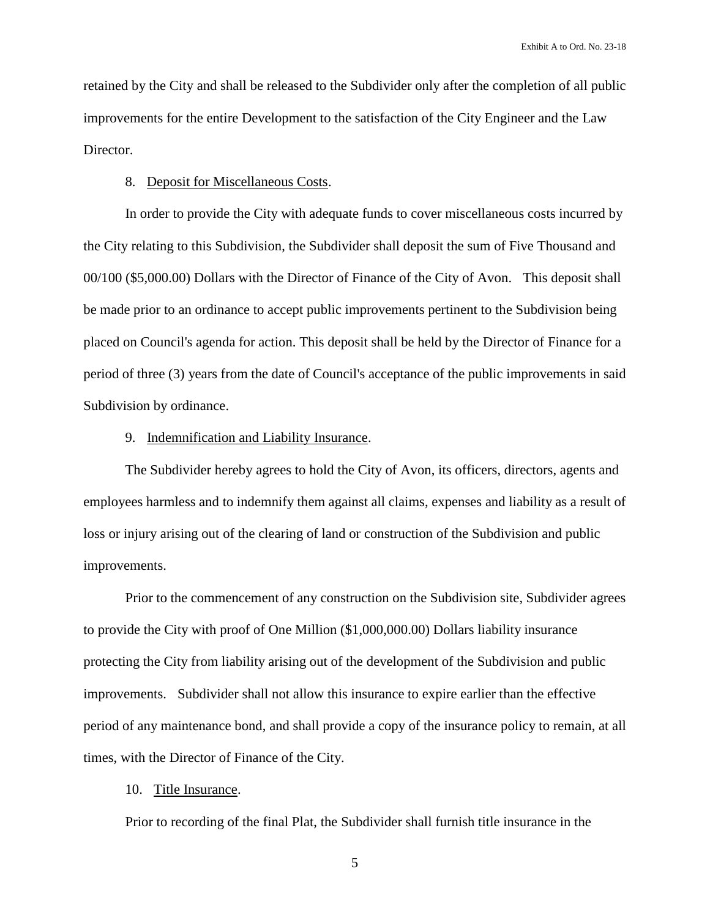retained by the City and shall be released to the Subdivider only after the completion of all public improvements for the entire Development to the satisfaction of the City Engineer and the Law Director.

8. Deposit for Miscellaneous Costs.

In order to provide the City with adequate funds to cover miscellaneous costs incurred by the City relating to this Subdivision, the Subdivider shall deposit the sum of Five Thousand and 00/100 ($5,000.00) Dollars with the Director of Finance of the City of Avon. This deposit shall be made prior to an ordinance to accept public improvements pertinent to the Subdivision being placed on Council's agenda for action. This deposit shall be held by the Director of Finance for a period of three (3) years from the date of Council's acceptance of the public improvements in said Subdivision by ordinance.

9. Indemnification and Liability Insurance.

The Subdivider hereby agrees to hold the City of Avon, its officers, directors, agents and employees harmless and to indemnify them against all claims, expenses and liability as a result of loss or injury arising out of the clearing of land or construction of the Subdivision and public improvements.

Prior to the commencement of any construction on the Subdivision site, Subdivider agrees to provide the City with proof of One Million ($1,000,000.00) Dollars liability insurance protecting the City from liability arising out of the development of the Subdivision and public improvements. Subdivider shall not allow this insurance to expire earlier than the effective period of any maintenance bond, and shall provide a copy of the insurance policy to remain, at all times, with the Director of Finance of the City.

10. Title Insurance.

Prior to recording of the final Plat, the Subdivider shall furnish title insurance in the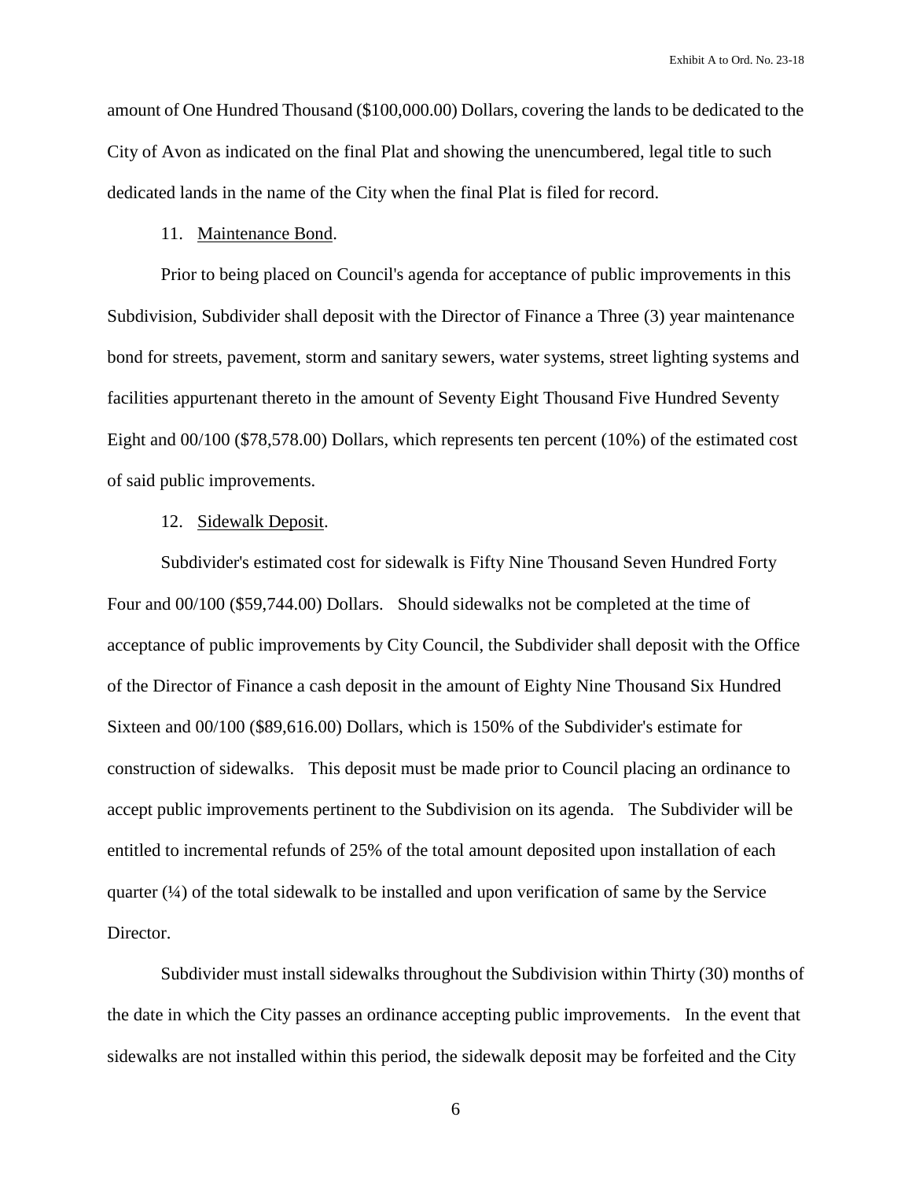amount of One Hundred Thousand ($100,000.00) Dollars, covering the lands to be dedicated to the City of Avon as indicated on the final Plat and showing the unencumbered, legal title to such dedicated lands in the name of the City when the final Plat is filed for record.

11. <u>Maintenance Bond</u>.

Prior to being placed on Council's agenda for acceptance of public improvements in this Subdivision, Subdivider shall deposit with the Director of Finance a Three (3) year maintenance bond for streets, pavement, storm and sanitary sewers, water systems, street lighting systems and facilities appurtenant thereto in the amount of Seventy Eight Thousand Five Hundred Seventy Eight and 00/100 ($78,578.00) Dollars, which represents ten percent (10%) of the estimated cost of said public improvements.

12. <u>Sidewalk Deposit</u>.

Subdivider's estimated cost for sidewalk is Fifty Nine Thousand Seven Hundred Forty Four and 00/100 ($59,744.00) Dollars. Should sidewalks not be completed at the time of acceptance of public improvements by City Council, the Subdivider shall deposit with the Office of the Director of Finance a cash deposit in the amount of Eighty Nine Thousand Six Hundred Sixteen and 00/100 ($89,616.00) Dollars, which is 150% of the Subdivider's estimate for construction of sidewalks. This deposit must be made prior to Council placing an ordinance to accept public improvements pertinent to the Subdivision on its agenda. The Subdivider will be entitled to incremental refunds of 25% of the total amount deposited upon installation of each quarter (¼) of the total sidewalk to be installed and upon verification of same by the Service Director.

Subdivider must install sidewalks throughout the Subdivision within Thirty (30) months of the date in which the City passes an ordinance accepting public improvements. In the event that sidewalks are not installed within this period, the sidewalk deposit may be forfeited and the City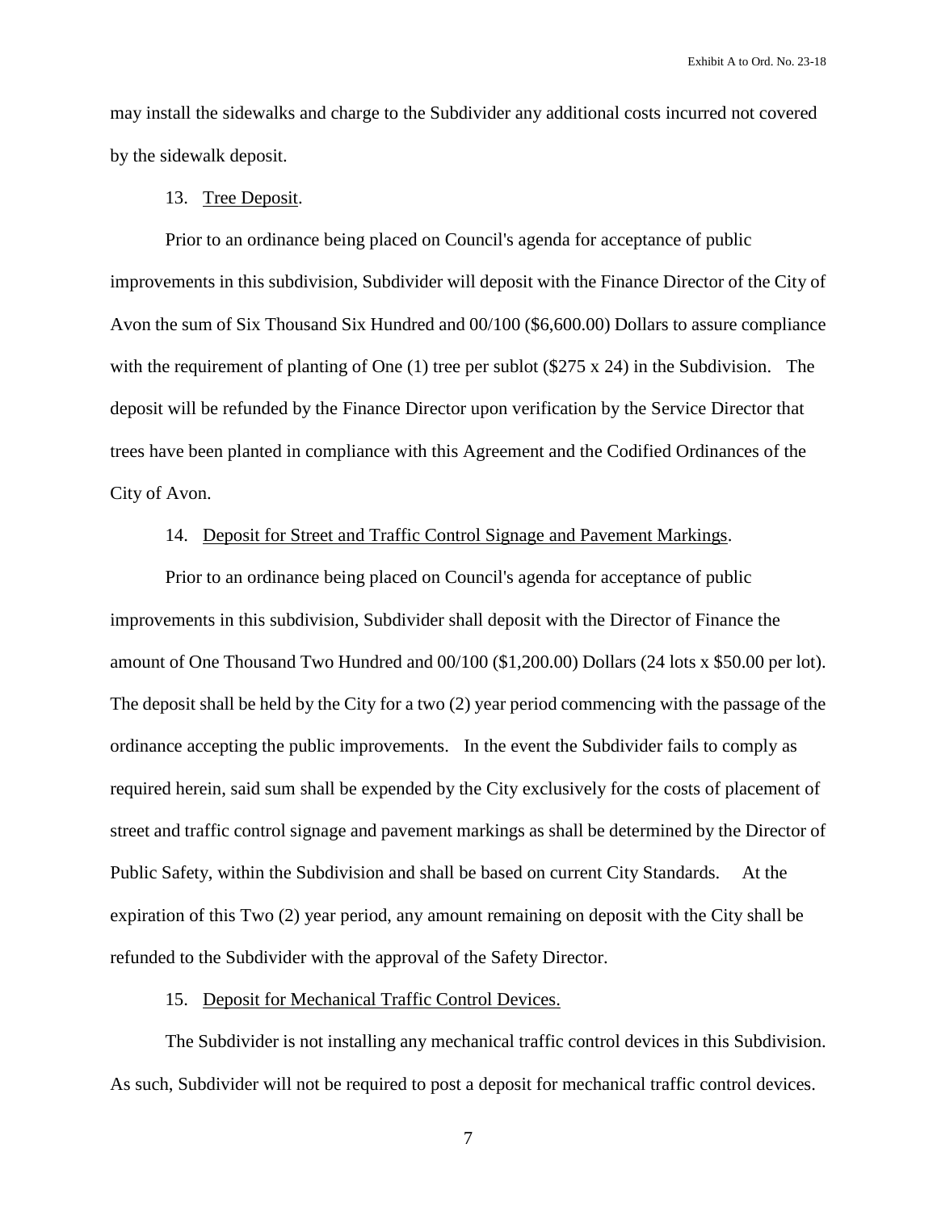may install the sidewalks and charge to the Subdivider any additional costs incurred not covered by the sidewalk deposit.

13. <u>Tree Deposit</u>.

Prior to an ordinance being placed on Council's agenda for acceptance of public improvements in this subdivision, Subdivider will deposit with the Finance Director of the City of Avon the sum of Six Thousand Six Hundred and 00/100 ($6,600.00) Dollars to assure compliance with the requirement of planting of One (1) tree per sublot ($275 x 24) in the Subdivision. The deposit will be refunded by the Finance Director upon verification by the Service Director that trees have been planted in compliance with this Agreement and the Codified Ordinances of the City of Avon.

14. <u>Deposit for Street and Traffic Control Signage and Pavement Markings</u>.

Prior to an ordinance being placed on Council's agenda for acceptance of public improvements in this subdivision, Subdivider shall deposit with the Director of Finance the amount of One Thousand Two Hundred and 00/100 ($1,200.00) Dollars (24 lots x $50.00 per lot). The deposit shall be held by the City for a two (2) year period commencing with the passage of the ordinance accepting the public improvements. In the event the Subdivider fails to comply as required herein, said sum shall be expended by the City exclusively for the costs of placement of street and traffic control signage and pavement markings as shall be determined by the Director of Public Safety, within the Subdivision and shall be based on current City Standards. At the expiration of this Two (2) year period, any amount remaining on deposit with the City shall be refunded to the Subdivider with the approval of the Safety Director.

15. <u>Deposit for Mechanical Traffic Control Devices.</u>

The Subdivider is not installing any mechanical traffic control devices in this Subdivision. As such, Subdivider will not be required to post a deposit for mechanical traffic control devices.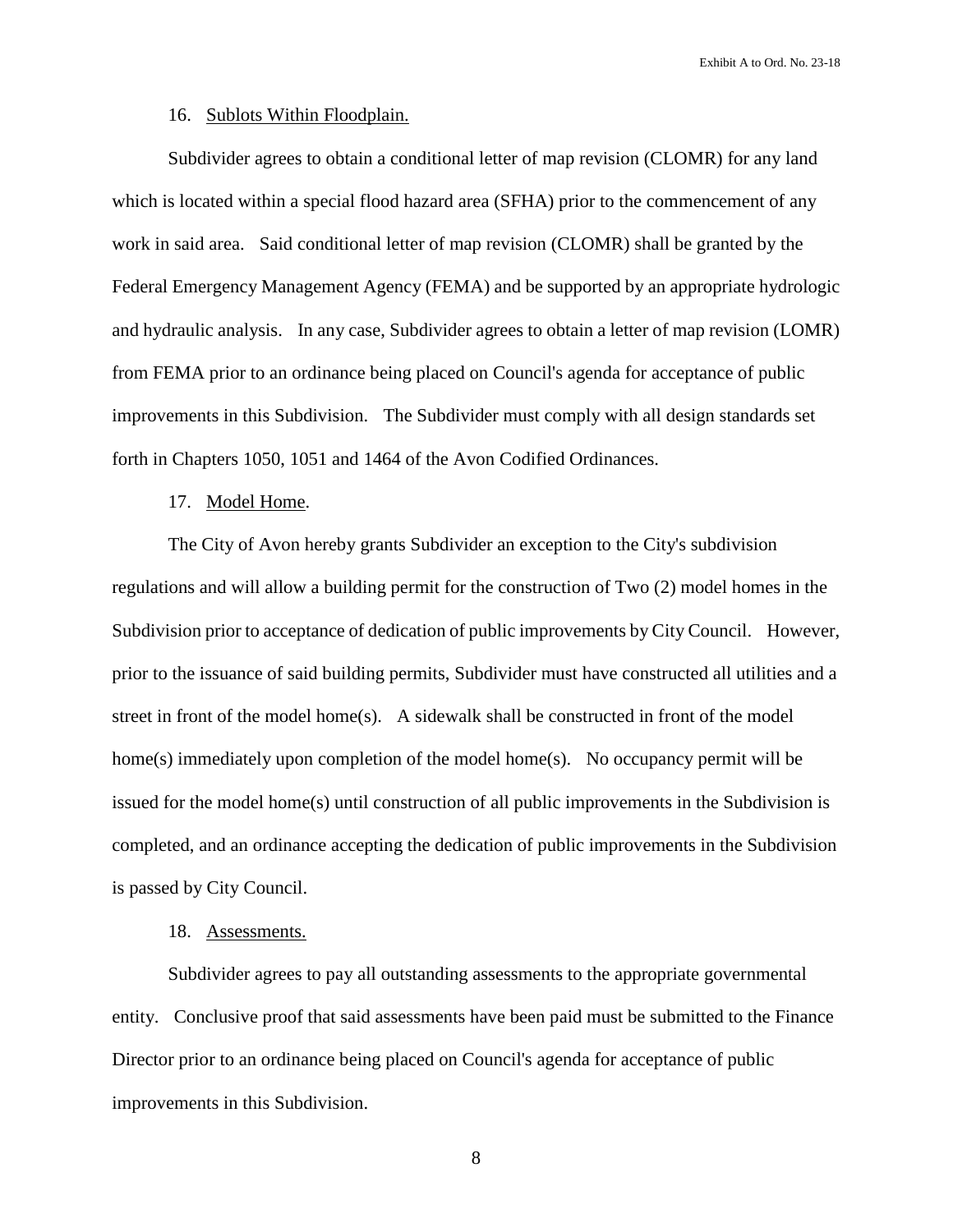16. Sublots Within Floodplain.

Subdivider agrees to obtain a conditional letter of map revision (CLOMR) for any land which is located within a special flood hazard area (SFHA) prior to the commencement of any work in said area. Said conditional letter of map revision (CLOMR) shall be granted by the Federal Emergency Management Agency (FEMA) and be supported by an appropriate hydrologic and hydraulic analysis. In any case, Subdivider agrees to obtain a letter of map revision (LOMR) from FEMA prior to an ordinance being placed on Council's agenda for acceptance of public improvements in this Subdivision. The Subdivider must comply with all design standards set forth in Chapters 1050, 1051 and 1464 of the Avon Codified Ordinances.

17. Model Home.

The City of Avon hereby grants Subdivider an exception to the City's subdivision regulations and will allow a building permit for the construction of Two (2) model homes in the Subdivision prior to acceptance of dedication of public improvements by City Council. However, prior to the issuance of said building permits, Subdivider must have constructed all utilities and a street in front of the model home(s). A sidewalk shall be constructed in front of the model home(s) immediately upon completion of the model home(s). No occupancy permit will be issued for the model home(s) until construction of all public improvements in the Subdivision is completed, and an ordinance accepting the dedication of public improvements in the Subdivision is passed by City Council.

18. Assessments.

Subdivider agrees to pay all outstanding assessments to the appropriate governmental entity. Conclusive proof that said assessments have been paid must be submitted to the Finance Director prior to an ordinance being placed on Council's agenda for acceptance of public improvements in this Subdivision.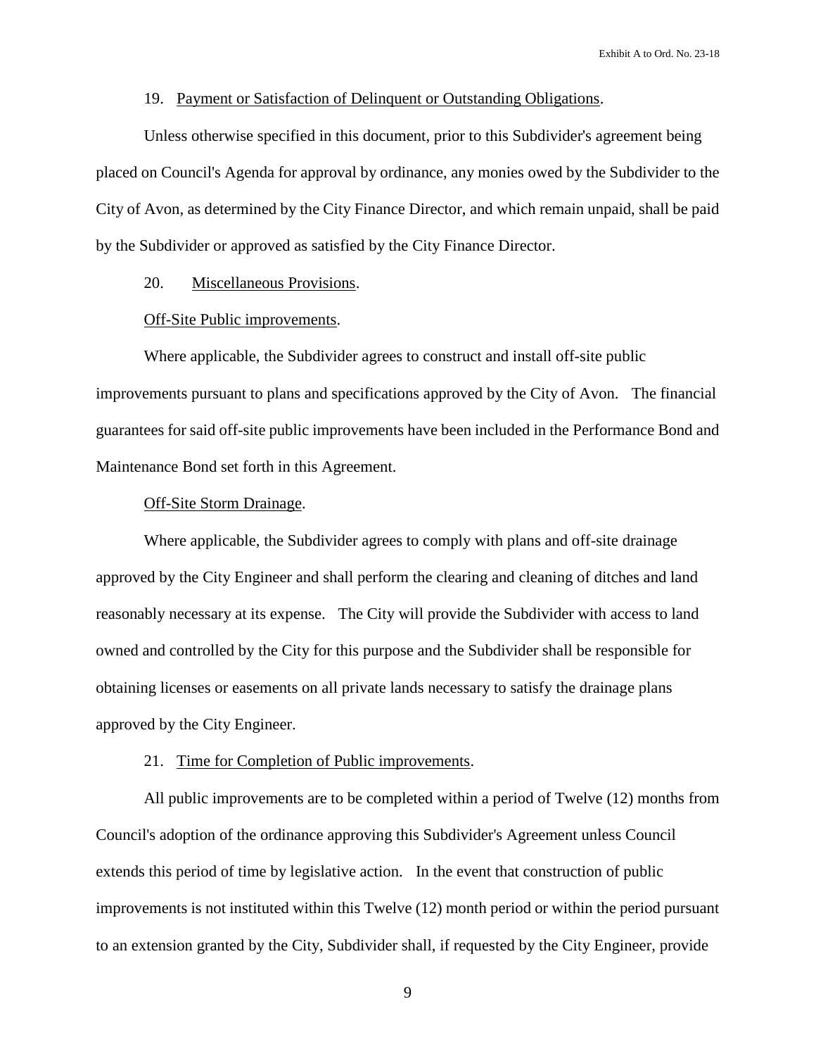19. Payment or Satisfaction of Delinquent or Outstanding Obligations.

Unless otherwise specified in this document, prior to this Subdivider's agreement being placed on Council's Agenda for approval by ordinance, any monies owed by the Subdivider to the City of Avon, as determined by the City Finance Director, and which remain unpaid, shall be paid by the Subdivider or approved as satisfied by the City Finance Director.

20. Miscellaneous Provisions.

Off-Site Public improvements.

Where applicable, the Subdivider agrees to construct and install off-site public improvements pursuant to plans and specifications approved by the City of Avon. The financial guarantees for said off-site public improvements have been included in the Performance Bond and Maintenance Bond set forth in this Agreement.

Off-Site Storm Drainage.

Where applicable, the Subdivider agrees to comply with plans and off-site drainage approved by the City Engineer and shall perform the clearing and cleaning of ditches and land reasonably necessary at its expense. The City will provide the Subdivider with access to land owned and controlled by the City for this purpose and the Subdivider shall be responsible for obtaining licenses or easements on all private lands necessary to satisfy the drainage plans approved by the City Engineer.

21. Time for Completion of Public improvements.

All public improvements are to be completed within a period of Twelve (12) months from Council's adoption of the ordinance approving this Subdivider's Agreement unless Council extends this period of time by legislative action. In the event that construction of public improvements is not instituted within this Twelve (12) month period or within the period pursuant to an extension granted by the City, Subdivider shall, if requested by the City Engineer, provide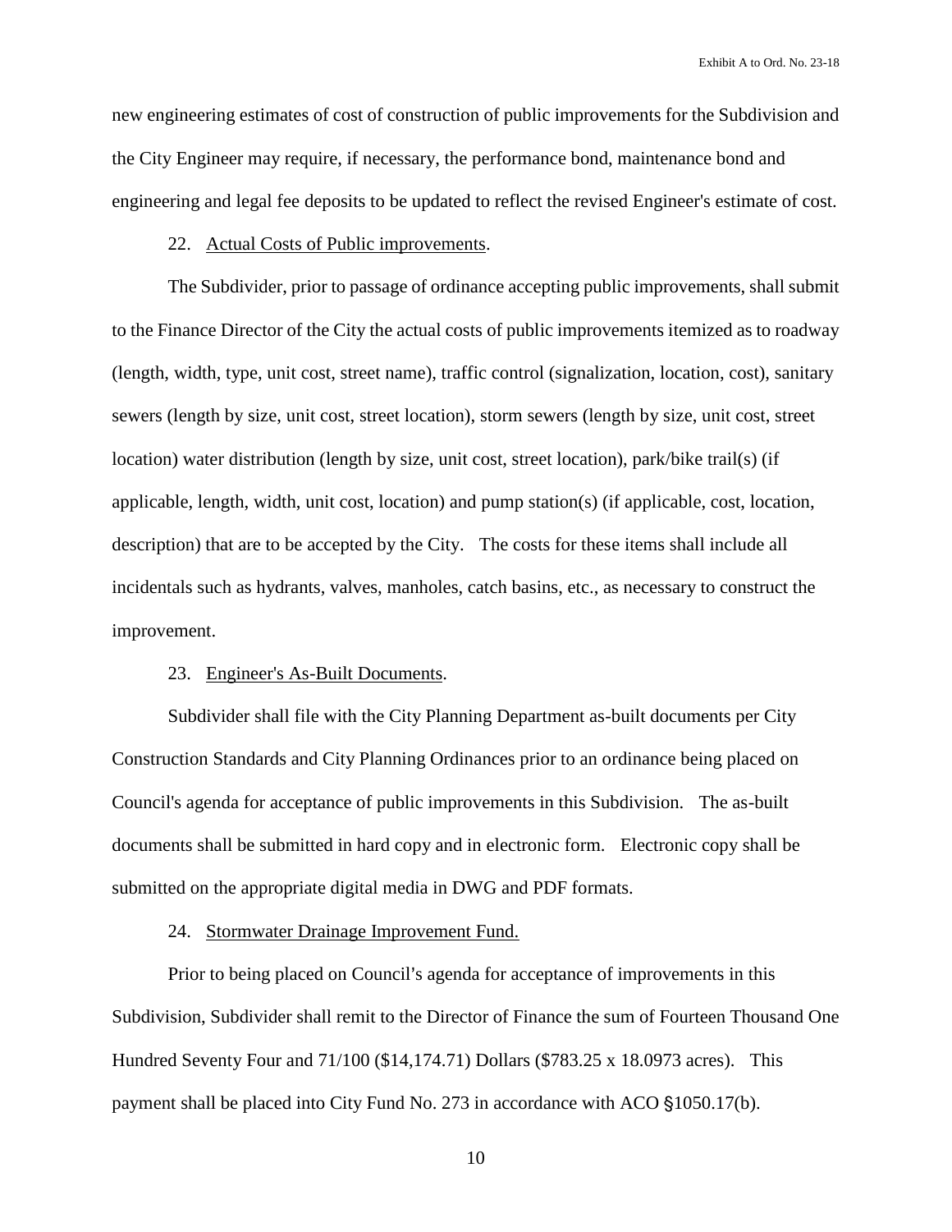new engineering estimates of cost of construction of public improvements for the Subdivision and the City Engineer may require, if necessary, the performance bond, maintenance bond and engineering and legal fee deposits to be updated to reflect the revised Engineer's estimate of cost.

22. <u>Actual Costs of Public improvements</u>.

The Subdivider, prior to passage of ordinance accepting public improvements, shall submit to the Finance Director of the City the actual costs of public improvements itemized as to roadway (length, width, type, unit cost, street name), traffic control (signalization, location, cost), sanitary sewers (length by size, unit cost, street location), storm sewers (length by size, unit cost, street location) water distribution (length by size, unit cost, street location), park/bike trail(s) (if applicable, length, width, unit cost, location) and pump station(s) (if applicable, cost, location, description) that are to be accepted by the City. The costs for these items shall include all incidentals such as hydrants, valves, manholes, catch basins, etc., as necessary to construct the improvement.

23. <u>Engineer's As-Built Documents</u>.

Subdivider shall file with the City Planning Department as-built documents per City Construction Standards and City Planning Ordinances prior to an ordinance being placed on Council's agenda for acceptance of public improvements in this Subdivision. The as-built documents shall be submitted in hard copy and in electronic form. Electronic copy shall be submitted on the appropriate digital media in DWG and PDF formats.

24. <u>Stormwater Drainage Improvement Fund.</u>

Prior to being placed on Council's agenda for acceptance of improvements in this Subdivision, Subdivider shall remit to the Director of Finance the sum of Fourteen Thousand One Hundred Seventy Four and 71/100 ($14,174.71) Dollars ($783.25 x 18.0973 acres). This payment shall be placed into City Fund No. 273 in accordance with ACO §1050.17(b).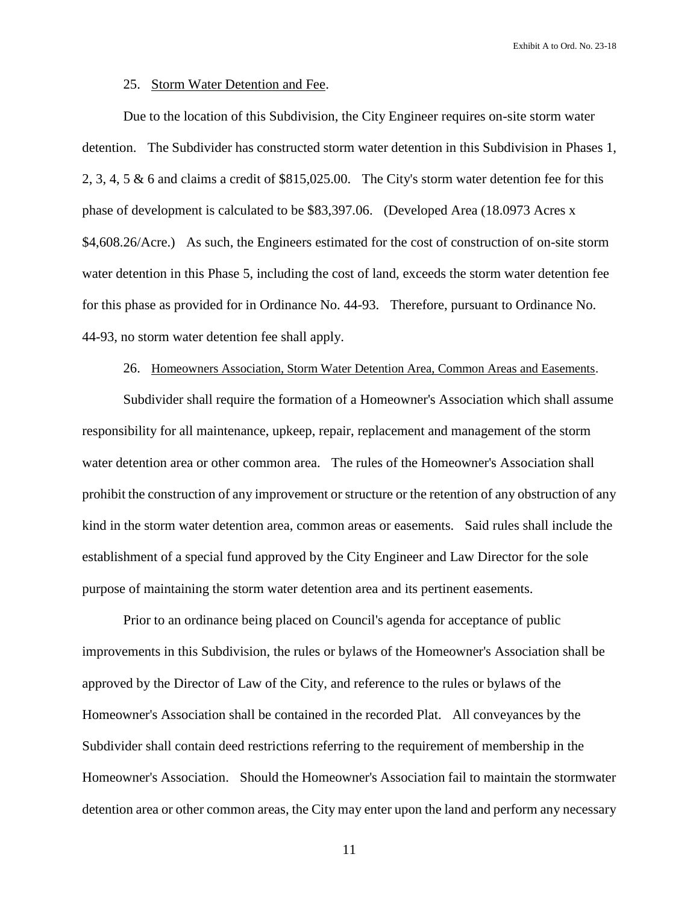25. Storm Water Detention and Fee.

Due to the location of this Subdivision, the City Engineer requires on-site storm water detention. The Subdivider has constructed storm water detention in this Subdivision in Phases 1, 2, 3, 4, 5 & 6 and claims a credit of $815,025.00. The City's storm water detention fee for this phase of development is calculated to be $83,397.06. (Developed Area (18.0973 Acres x $4,608.26/Acre.) As such, the Engineers estimated for the cost of construction of on-site storm water detention in this Phase 5, including the cost of land, exceeds the storm water detention fee for this phase as provided for in Ordinance No. 44-93. Therefore, pursuant to Ordinance No. 44-93, no storm water detention fee shall apply.

26. Homeowners Association, Storm Water Detention Area, Common Areas and Easements.

Subdivider shall require the formation of a Homeowner's Association which shall assume responsibility for all maintenance, upkeep, repair, replacement and management of the storm water detention area or other common area. The rules of the Homeowner's Association shall prohibit the construction of any improvement or structure or the retention of any obstruction of any kind in the storm water detention area, common areas or easements. Said rules shall include the establishment of a special fund approved by the City Engineer and Law Director for the sole purpose of maintaining the storm water detention area and its pertinent easements.

Prior to an ordinance being placed on Council's agenda for acceptance of public improvements in this Subdivision, the rules or bylaws of the Homeowner's Association shall be approved by the Director of Law of the City, and reference to the rules or bylaws of the Homeowner's Association shall be contained in the recorded Plat. All conveyances by the Subdivider shall contain deed restrictions referring to the requirement of membership in the Homeowner's Association. Should the Homeowner's Association fail to maintain the stormwater detention area or other common areas, the City may enter upon the land and perform any necessary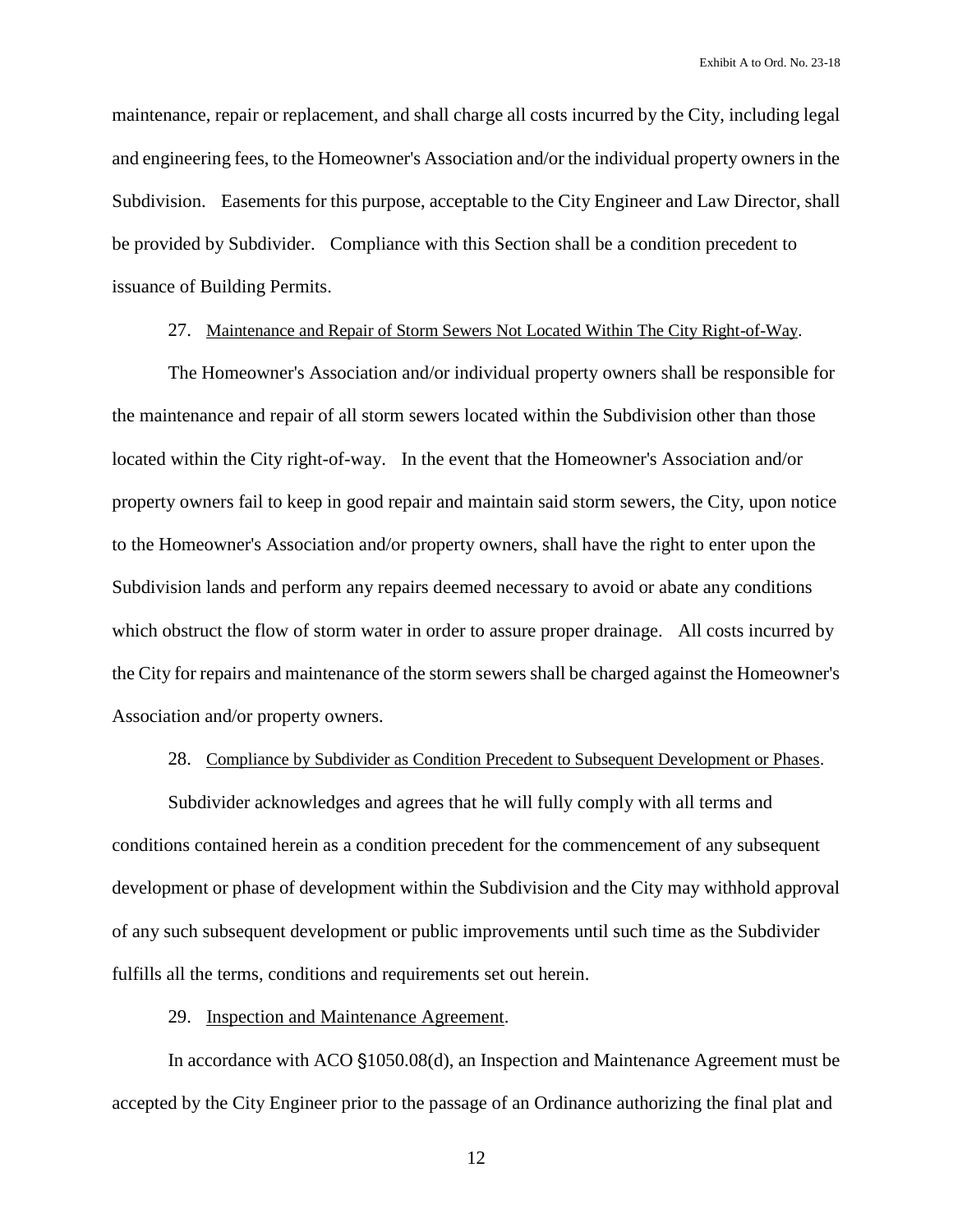maintenance, repair or replacement, and shall charge all costs incurred by the City, including legal and engineering fees, to the Homeowner's Association and/or the individual property owners in the Subdivision. Easements for this purpose, acceptable to the City Engineer and Law Director, shall be provided by Subdivider. Compliance with this Section shall be a condition precedent to issuance of Building Permits.

27. <u>Maintenance and Repair of Storm Sewers Not Located Within The City Right-of-Way</u>.

The Homeowner's Association and/or individual property owners shall be responsible for the maintenance and repair of all storm sewers located within the Subdivision other than those located within the City right-of-way. In the event that the Homeowner's Association and/or property owners fail to keep in good repair and maintain said storm sewers, the City, upon notice to the Homeowner's Association and/or property owners, shall have the right to enter upon the Subdivision lands and perform any repairs deemed necessary to avoid or abate any conditions which obstruct the flow of storm water in order to assure proper drainage. All costs incurred by the City for repairs and maintenance of the storm sewers shall be charged against the Homeowner's Association and/or property owners.

28. <u>Compliance by Subdivider as Condition Precedent to Subsequent Development or Phases</u>.

Subdivider acknowledges and agrees that he will fully comply with all terms and conditions contained herein as a condition precedent for the commencement of any subsequent development or phase of development within the Subdivision and the City may withhold approval of any such subsequent development or public improvements until such time as the Subdivider fulfills all the terms, conditions and requirements set out herein.

29. <u>Inspection and Maintenance Agreement</u>.

In accordance with ACO §1050.08(d), an Inspection and Maintenance Agreement must be accepted by the City Engineer prior to the passage of an Ordinance authorizing the final plat and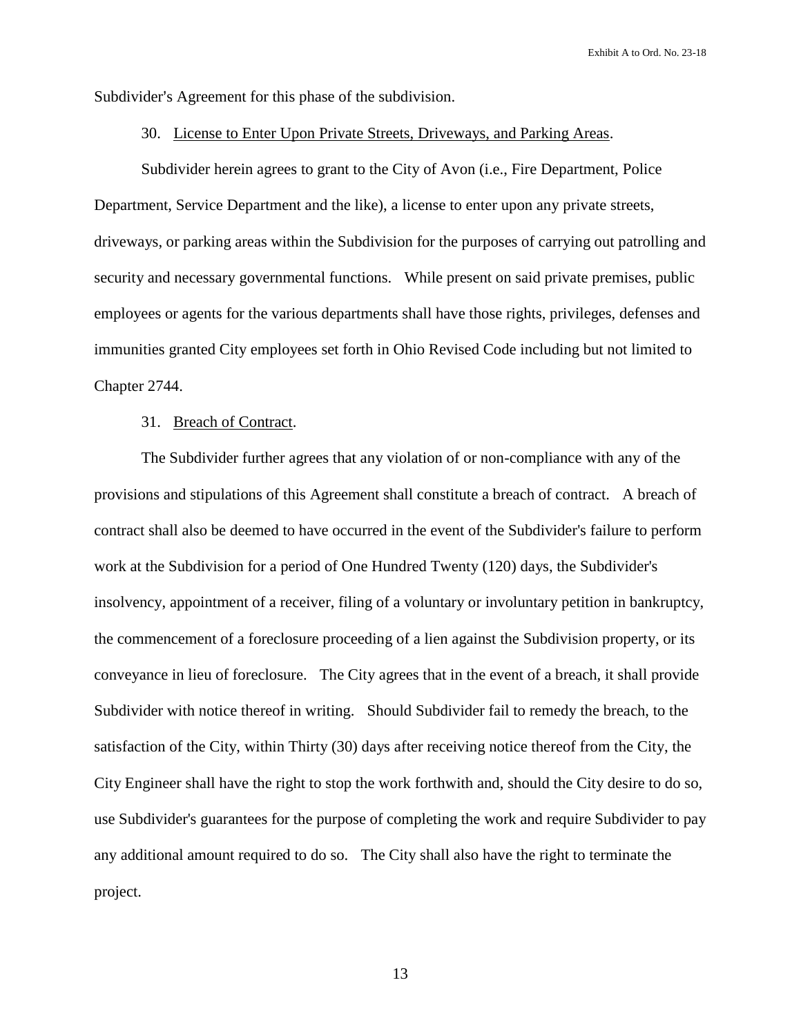Subdivider's Agreement for this phase of the subdivision.

30. License to Enter Upon Private Streets, Driveways, and Parking Areas.

Subdivider herein agrees to grant to the City of Avon (i.e., Fire Department, Police Department, Service Department and the like), a license to enter upon any private streets, driveways, or parking areas within the Subdivision for the purposes of carrying out patrolling and security and necessary governmental functions. While present on said private premises, public employees or agents for the various departments shall have those rights, privileges, defenses and immunities granted City employees set forth in Ohio Revised Code including but not limited to Chapter 2744.

31. Breach of Contract.

The Subdivider further agrees that any violation of or non-compliance with any of the provisions and stipulations of this Agreement shall constitute a breach of contract. A breach of contract shall also be deemed to have occurred in the event of the Subdivider's failure to perform work at the Subdivision for a period of One Hundred Twenty (120) days, the Subdivider's insolvency, appointment of a receiver, filing of a voluntary or involuntary petition in bankruptcy, the commencement of a foreclosure proceeding of a lien against the Subdivision property, or its conveyance in lieu of foreclosure. The City agrees that in the event of a breach, it shall provide Subdivider with notice thereof in writing. Should Subdivider fail to remedy the breach, to the satisfaction of the City, within Thirty (30) days after receiving notice thereof from the City, the City Engineer shall have the right to stop the work forthwith and, should the City desire to do so, use Subdivider's guarantees for the purpose of completing the work and require Subdivider to pay any additional amount required to do so. The City shall also have the right to terminate the project.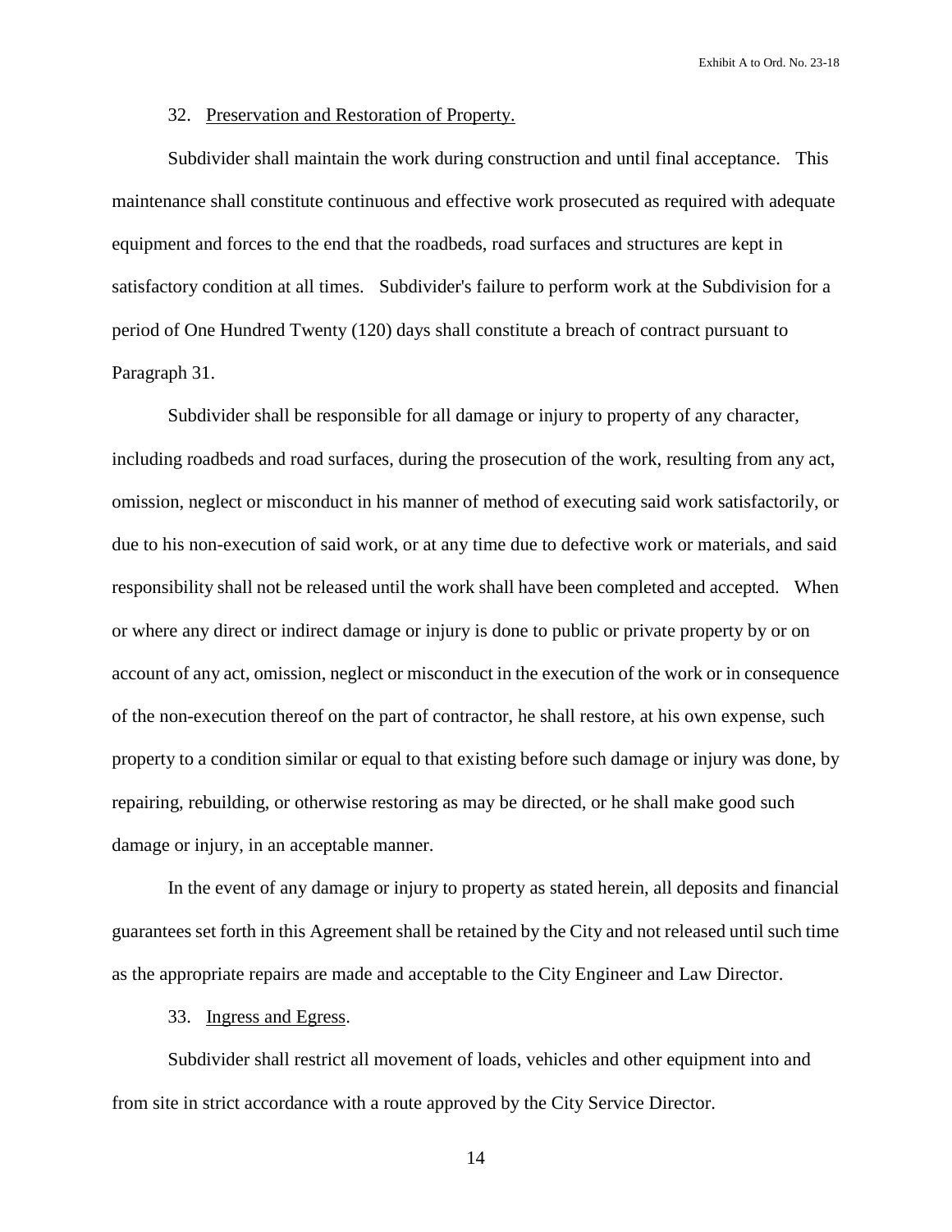32. Preservation and Restoration of Property.

Subdivider shall maintain the work during construction and until final acceptance. This maintenance shall constitute continuous and effective work prosecuted as required with adequate equipment and forces to the end that the roadbeds, road surfaces and structures are kept in satisfactory condition at all times. Subdivider's failure to perform work at the Subdivision for a period of One Hundred Twenty (120) days shall constitute a breach of contract pursuant to Paragraph 31.

Subdivider shall be responsible for all damage or injury to property of any character, including roadbeds and road surfaces, during the prosecution of the work, resulting from any act, omission, neglect or misconduct in his manner of method of executing said work satisfactorily, or due to his non-execution of said work, or at any time due to defective work or materials, and said responsibility shall not be released until the work shall have been completed and accepted. When or where any direct or indirect damage or injury is done to public or private property by or on account of any act, omission, neglect or misconduct in the execution of the work or in consequence of the non-execution thereof on the part of contractor, he shall restore, at his own expense, such property to a condition similar or equal to that existing before such damage or injury was done, by repairing, rebuilding, or otherwise restoring as may be directed, or he shall make good such damage or injury, in an acceptable manner.

In the event of any damage or injury to property as stated herein, all deposits and financial guarantees set forth in this Agreement shall be retained by the City and not released until such time as the appropriate repairs are made and acceptable to the City Engineer and Law Director.

33. Ingress and Egress.

Subdivider shall restrict all movement of loads, vehicles and other equipment into and from site in strict accordance with a route approved by the City Service Director.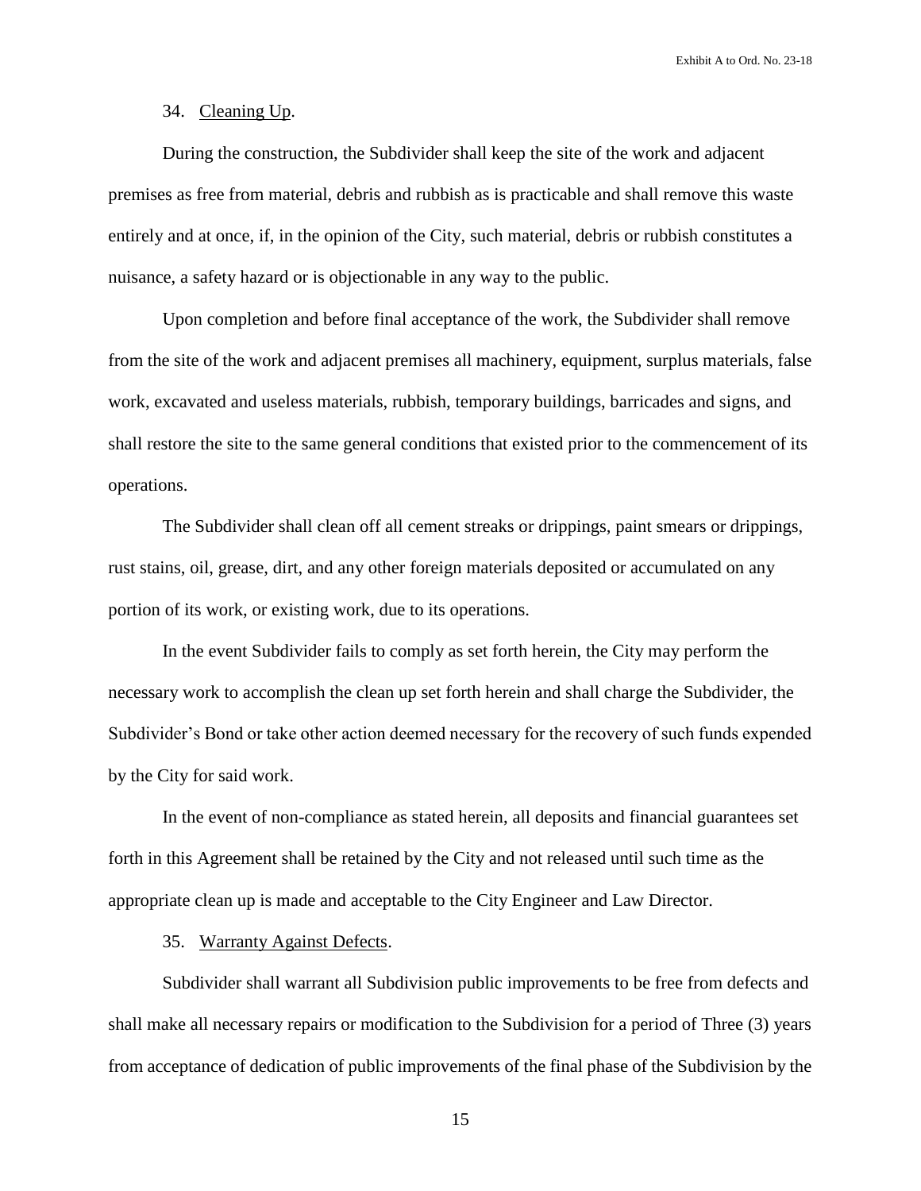34. Cleaning Up.

During the construction, the Subdivider shall keep the site of the work and adjacent premises as free from material, debris and rubbish as is practicable and shall remove this waste entirely and at once, if, in the opinion of the City, such material, debris or rubbish constitutes a nuisance, a safety hazard or is objectionable in any way to the public.

Upon completion and before final acceptance of the work, the Subdivider shall remove from the site of the work and adjacent premises all machinery, equipment, surplus materials, false work, excavated and useless materials, rubbish, temporary buildings, barricades and signs, and shall restore the site to the same general conditions that existed prior to the commencement of its operations.

The Subdivider shall clean off all cement streaks or drippings, paint smears or drippings, rust stains, oil, grease, dirt, and any other foreign materials deposited or accumulated on any portion of its work, or existing work, due to its operations.

In the event Subdivider fails to comply as set forth herein, the City may perform the necessary work to accomplish the clean up set forth herein and shall charge the Subdivider, the Subdivider's Bond or take other action deemed necessary for the recovery of such funds expended by the City for said work.

In the event of non-compliance as stated herein, all deposits and financial guarantees set forth in this Agreement shall be retained by the City and not released until such time as the appropriate clean up is made and acceptable to the City Engineer and Law Director.

35. Warranty Against Defects.

Subdivider shall warrant all Subdivision public improvements to be free from defects and shall make all necessary repairs or modification to the Subdivision for a period of Three (3) years from acceptance of dedication of public improvements of the final phase of the Subdivision by the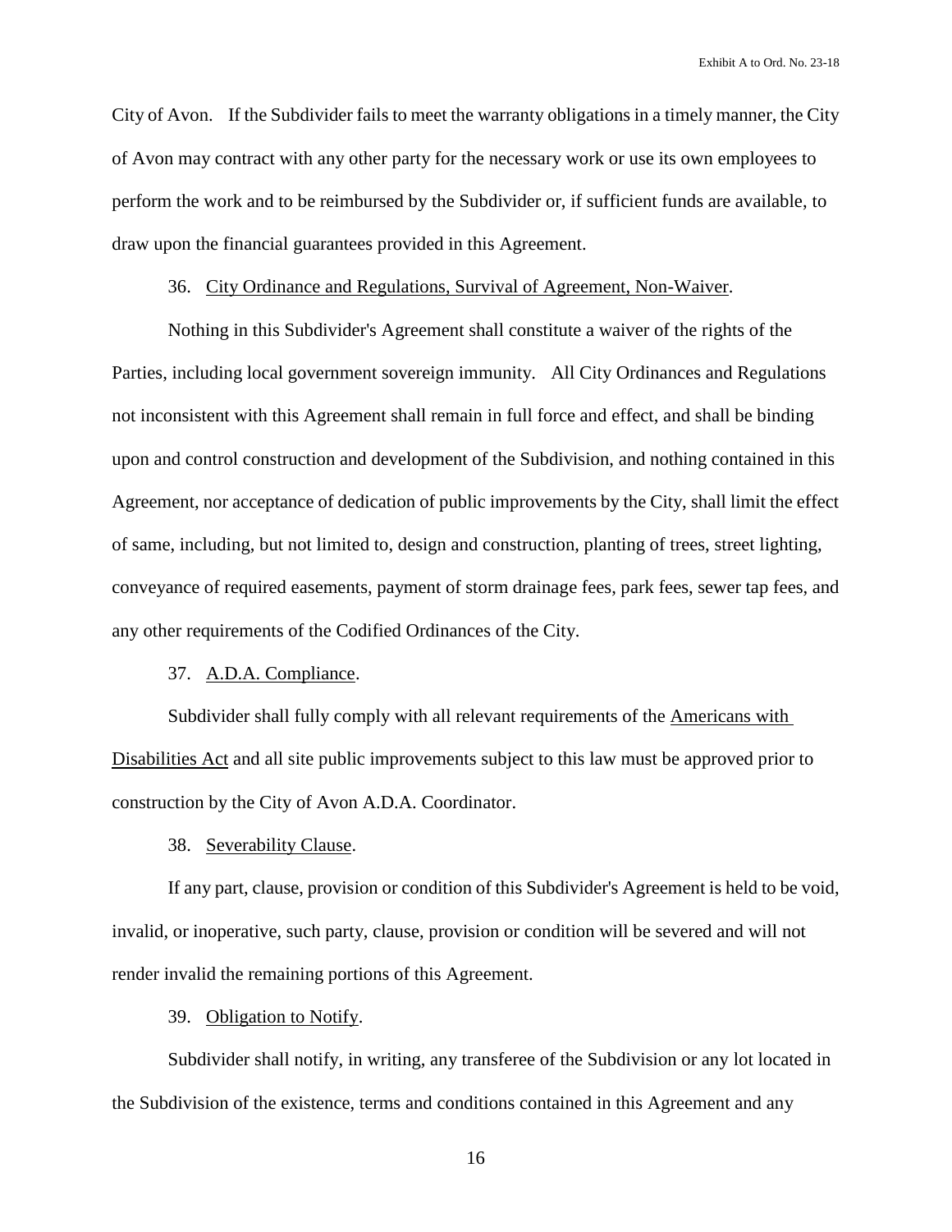City of Avon. If the Subdivider fails to meet the warranty obligations in a timely manner, the City of Avon may contract with any other party for the necessary work or use its own employees to perform the work and to be reimbursed by the Subdivider or, if sufficient funds are available, to draw upon the financial guarantees provided in this Agreement.

36. <u>City Ordinance and Regulations, Survival of Agreement, Non-Waiver</u>.

Nothing in this Subdivider's Agreement shall constitute a waiver of the rights of the Parties, including local government sovereign immunity. All City Ordinances and Regulations not inconsistent with this Agreement shall remain in full force and effect, and shall be binding upon and control construction and development of the Subdivision, and nothing contained in this Agreement, nor acceptance of dedication of public improvements by the City, shall limit the effect of same, including, but not limited to, design and construction, planting of trees, street lighting, conveyance of required easements, payment of storm drainage fees, park fees, sewer tap fees, and any other requirements of the Codified Ordinances of the City.

37. <u>A.D.A. Compliance</u>.

Subdivider shall fully comply with all relevant requirements of the <u>Americans with Disabilities Act</u> and all site public improvements subject to this law must be approved prior to construction by the City of Avon A.D.A. Coordinator.

38. <u>Severability Clause</u>.

If any part, clause, provision or condition of this Subdivider's Agreement is held to be void, invalid, or inoperative, such party, clause, provision or condition will be severed and will not render invalid the remaining portions of this Agreement.

39. <u>Obligation to Notify</u>.

Subdivider shall notify, in writing, any transferee of the Subdivision or any lot located in the Subdivision of the existence, terms and conditions contained in this Agreement and any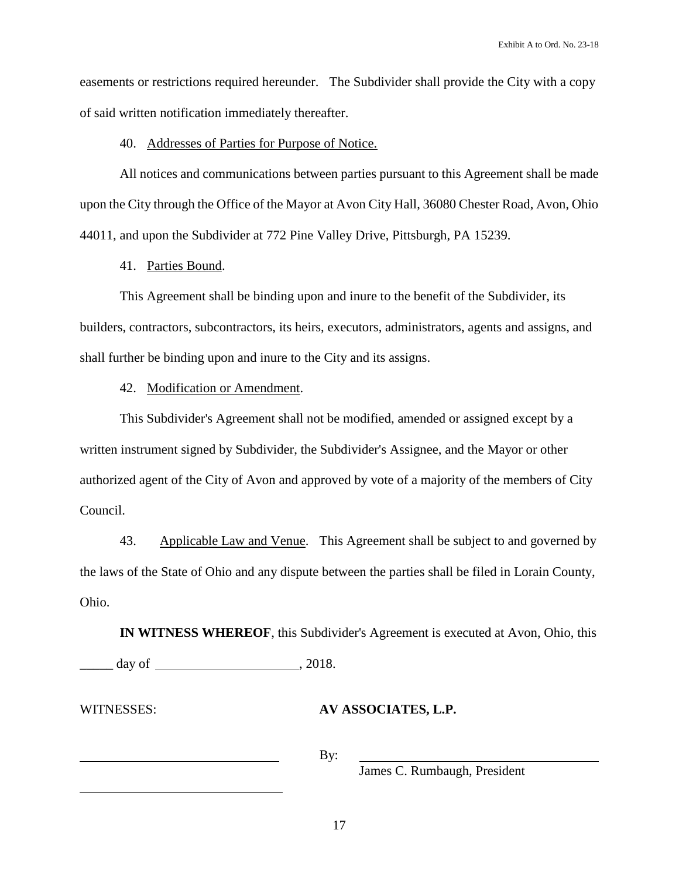easements or restrictions required hereunder. The Subdivider shall provide the City with a copy of said written notification immediately thereafter.

40. Addresses of Parties for Purpose of Notice.

All notices and communications between parties pursuant to this Agreement shall be made upon the City through the Office of the Mayor at Avon City Hall, 36080 Chester Road, Avon, Ohio 44011, and upon the Subdivider at 772 Pine Valley Drive, Pittsburgh, PA 15239.

41. Parties Bound.

This Agreement shall be binding upon and inure to the benefit of the Subdivider, its builders, contractors, subcontractors, its heirs, executors, administrators, agents and assigns, and shall further be binding upon and inure to the City and its assigns.

42. Modification or Amendment.

This Subdivider's Agreement shall not be modified, amended or assigned except by a written instrument signed by Subdivider, the Subdivider's Assignee, and the Mayor or other authorized agent of the City of Avon and approved by vote of a majority of the members of City Council.

43. Applicable Law and Venue. This Agreement shall be subject to and governed by the laws of the State of Ohio and any dispute between the parties shall be filed in Lorain County, Ohio.

**IN WITNESS WHEREOF**, this Subdivider's Agreement is executed at Avon, Ohio, this _____ day of _____________________, 2018.

WITNESSES:

______________________________

______________________________

**AV ASSOCIATES, L.P.**

By: ____________________________________
James C. Rumbaugh, President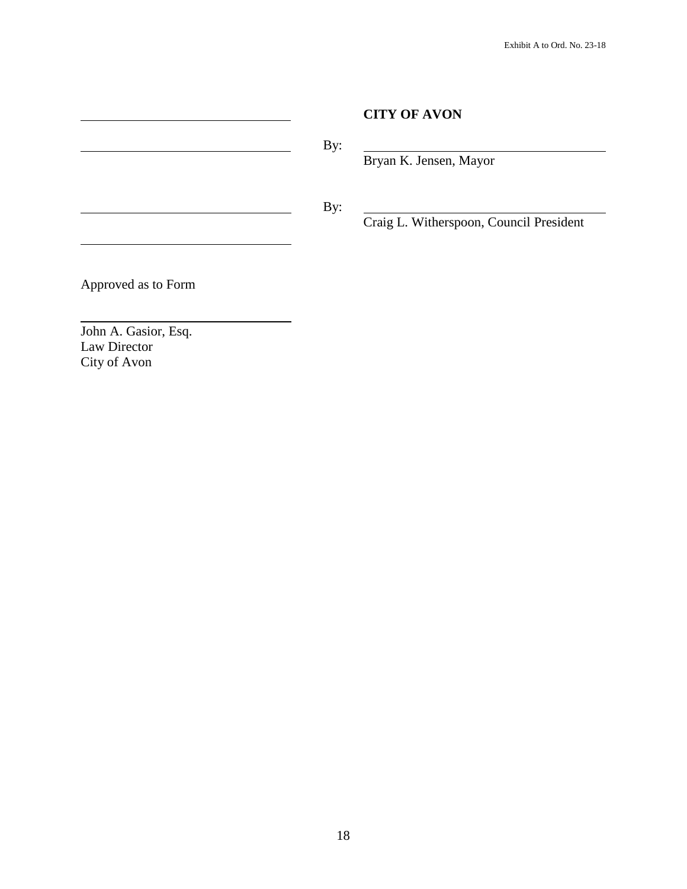**CITY OF AVON**

By: \_\_\_\_\_\_\_\_\_\_\_\_\_\_\_\_\_\_\_\_\_\_\_\_\_\_\_\_\_\_\_\_\_\_
Bryan K. Jensen, Mayor

By: \_\_\_\_\_\_\_\_\_\_\_\_\_\_\_\_\_\_\_\_\_\_\_\_\_\_\_\_\_\_\_\_\_\_
Craig L. Witherspoon, Council President

Approved as to Form

\_\_\_\_\_\_\_\_\_\_\_\_\_\_\_\_\_\_\_\_\_\_\_\_\_\_\_\_\_\_\_\_\_\_
John A. Gasior, Esq.
Law Director
City of Avon